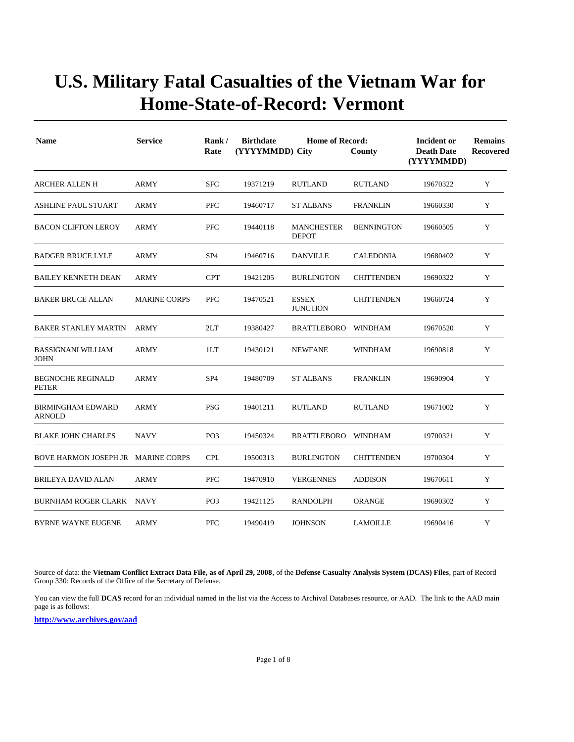# U.S. Military Fatal Casualties of the Vietnam War for Home-State-of-Record: Vermont

| Name | Service | Rank / Rate | Birthdate (YYYYMMDD) | Home of Record: City | County | Incident or Death Date (YYYYMMDD) | Remains Recovered |
|---|---|---|---|---|---|---|---|
| ARCHER ALLEN H | ARMY | SFC | 19371219 | RUTLAND | RUTLAND | 19670322 | Y |
| ASHLINE PAUL STUART | ARMY | PFC | 19460717 | ST ALBANS | FRANKLIN | 19660330 | Y |
| BACON CLIFTON LEROY | ARMY | PFC | 19440118 | MANCHESTER DEPOT | BENNINGTON | 19660505 | Y |
| BADGER BRUCE LYLE | ARMY | SP4 | 19460716 | DANVILLE | CALEDONIA | 19680402 | Y |
| BAILEY KENNETH DEAN | ARMY | CPT | 19421205 | BURLINGTON | CHITTENDEN | 19690322 | Y |
| BAKER BRUCE ALLAN | MARINE CORPS | PFC | 19470521 | ESSEX JUNCTION | CHITTENDEN | 19660724 | Y |
| BAKER STANLEY MARTIN | ARMY | 2LT | 19380427 | BRATTLEBORO | WINDHAM | 19670520 | Y |
| BASSIGNANI WILLIAM JOHN | ARMY | 1LT | 19430121 | NEWFANE | WINDHAM | 19690818 | Y |
| BEGNOCHE REGINALD PETER | ARMY | SP4 | 19480709 | ST ALBANS | FRANKLIN | 19690904 | Y |
| BIRMINGHAM EDWARD ARNOLD | ARMY | PSG | 19401211 | RUTLAND | RUTLAND | 19671002 | Y |
| BLAKE JOHN CHARLES | NAVY | PO3 | 19450324 | BRATTLEBORO | WINDHAM | 19700321 | Y |
| BOVE HARMON JOSEPH JR | MARINE CORPS | CPL | 19500313 | BURLINGTON | CHITTENDEN | 19700304 | Y |
| BRILEYA DAVID ALAN | ARMY | PFC | 19470910 | VERGENNES | ADDISON | 19670611 | Y |
| BURNHAM ROGER CLARK | NAVY | PO3 | 19421125 | RANDOLPH | ORANGE | 19690302 | Y |
| BYRNE WAYNE EUGENE | ARMY | PFC | 19490419 | JOHNSON | LAMOILLE | 19690416 | Y |

Source of data: the **Vietnam Conflict Extract Data File, as of April 29, 2008**, of the **Defense Casualty Analysis System (DCAS) Files**, part of Record Group 330: Records of the Office of the Secretary of Defense.

You can view the full **DCAS** record for an individual named in the list via the Access to Archival Databases resource, or AAD. The link to the AAD main page is as follows:

**http://www.archives.gov/aad**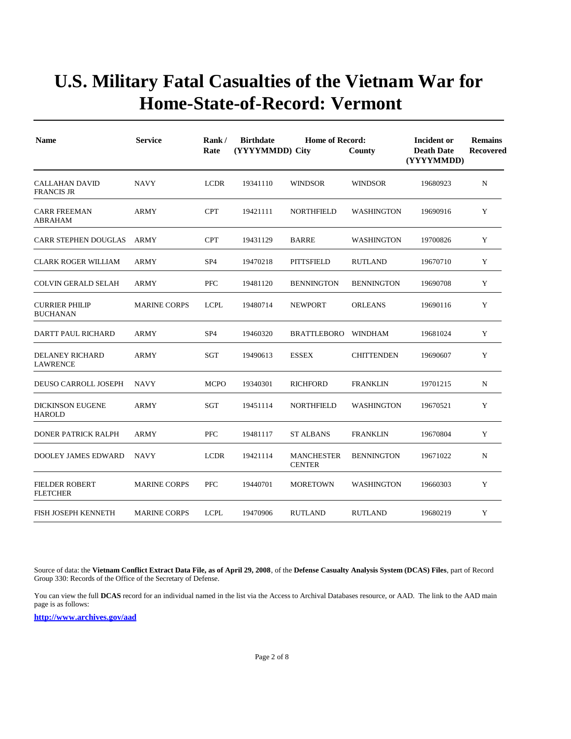# U.S. Military Fatal Casualties of the Vietnam War for Home-State-of-Record: Vermont

| Name | Service | Rank / Rate | Birthdate (YYYYMMDD) | Home of Record: City | County | Incident or Death Date (YYYYMMDD) | Remains Recovered |
|---|---|---|---|---|---|---|---|
| CALLAHAN DAVID FRANCIS JR | NAVY | LCDR | 19341110 | WINDSOR | WINDSOR | 19680923 | N |
| CARR FREEMAN ABRAHAM | ARMY | CPT | 19421111 | NORTHFIELD | WASHINGTON | 19690916 | Y |
| CARR STEPHEN DOUGLAS | ARMY | CPT | 19431129 | BARRE | WASHINGTON | 19700826 | Y |
| CLARK ROGER WILLIAM | ARMY | SP4 | 19470218 | PITTSFIELD | RUTLAND | 19670710 | Y |
| COLVIN GERALD SELAH | ARMY | PFC | 19481120 | BENNINGTON | BENNINGTON | 19690708 | Y |
| CURRIER PHILIP BUCHANAN | MARINE CORPS | LCPL | 19480714 | NEWPORT | ORLEANS | 19690116 | Y |
| DARTT PAUL RICHARD | ARMY | SP4 | 19460320 | BRATTLEBORO | WINDHAM | 19681024 | Y |
| DELANEY RICHARD LAWRENCE | ARMY | SGT | 19490613 | ESSEX | CHITTENDEN | 19690607 | Y |
| DEUSO CARROLL JOSEPH | NAVY | MCPO | 19340301 | RICHFORD | FRANKLIN | 19701215 | N |
| DICKINSON EUGENE HAROLD | ARMY | SGT | 19451114 | NORTHFIELD | WASHINGTON | 19670521 | Y |
| DONER PATRICK RALPH | ARMY | PFC | 19481117 | ST ALBANS | FRANKLIN | 19670804 | Y |
| DOOLEY JAMES EDWARD | NAVY | LCDR | 19421114 | MANCHESTER CENTER | BENNINGTON | 19671022 | N |
| FIELDER ROBERT FLETCHER | MARINE CORPS | PFC | 19440701 | MORETOWN | WASHINGTON | 19660303 | Y |
| FISH JOSEPH KENNETH | MARINE CORPS | LCPL | 19470906 | RUTLAND | RUTLAND | 19680219 | Y |

Source of data: the **Vietnam Conflict Extract Data File, as of April 29, 2008**, of the **Defense Casualty Analysis System (DCAS) Files**, part of Record Group 330: Records of the Office of the Secretary of Defense.

You can view the full **DCAS** record for an individual named in the list via the Access to Archival Databases resource, or AAD. The link to the AAD main page is as follows:

**http://www.archives.gov/aad**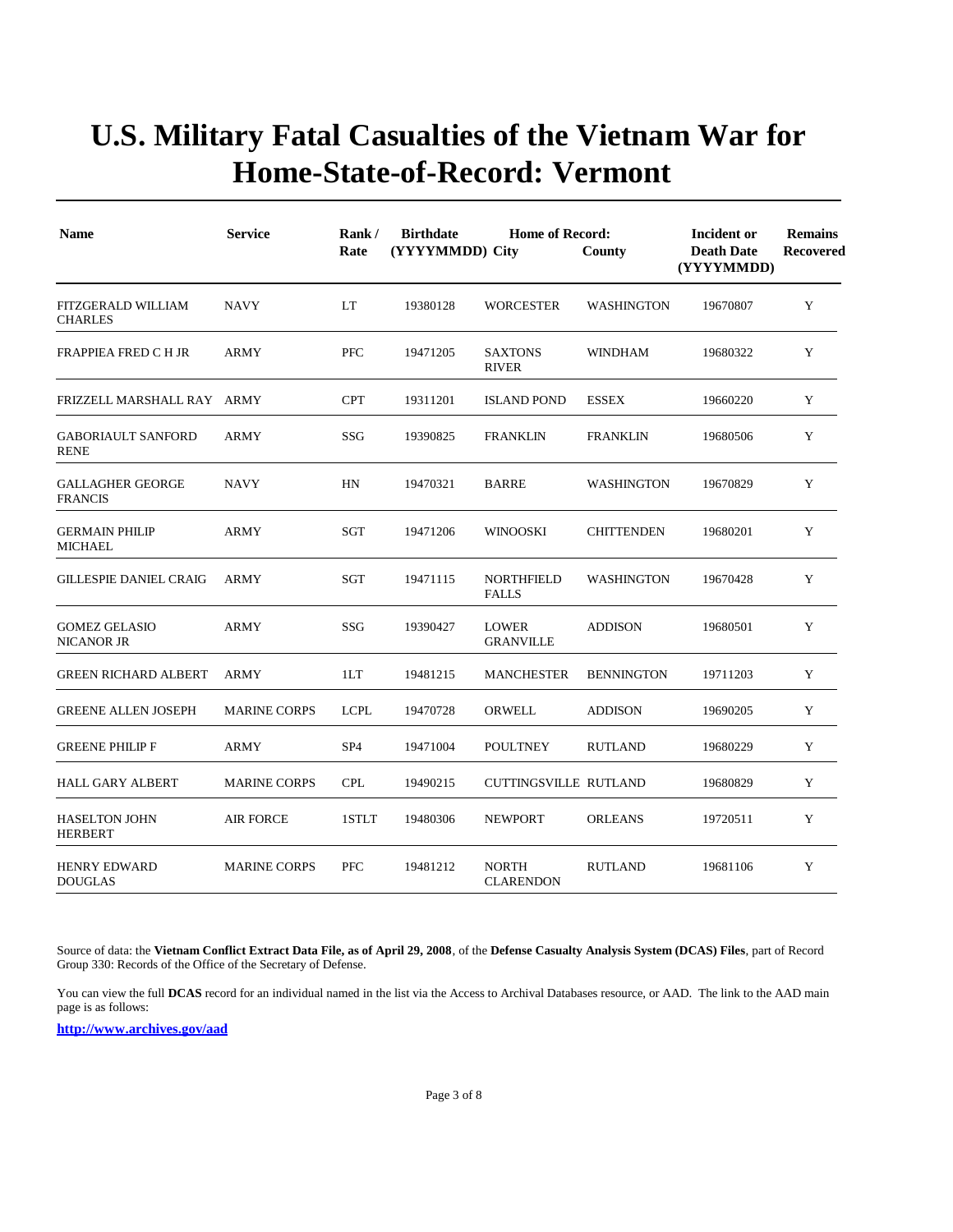# U.S. Military Fatal Casualties of the Vietnam War for Home-State-of-Record: Vermont

| Name | Service | Rank / Rate | Birthdate (YYYYMMDD) | Home of Record: City | County | Incident or Death Date (YYYYMMDD) | Remains Recovered |
|---|---|---|---|---|---|---|---|
| FITZGERALD WILLIAM CHARLES | NAVY | LT | 19380128 | WORCESTER | WASHINGTON | 19670807 | Y |
| FRAPPIEA FRED C H JR | ARMY | PFC | 19471205 | SAXTONS RIVER | WINDHAM | 19680322 | Y |
| FRIZZELL MARSHALL RAY | ARMY | CPT | 19311201 | ISLAND POND | ESSEX | 19660220 | Y |
| GABORIAULT SANFORD RENE | ARMY | SSG | 19390825 | FRANKLIN | FRANKLIN | 19680506 | Y |
| GALLAGHER GEORGE FRANCIS | NAVY | HN | 19470321 | BARRE | WASHINGTON | 19670829 | Y |
| GERMAIN PHILIP MICHAEL | ARMY | SGT | 19471206 | WINOOSKI | CHITTENDEN | 19680201 | Y |
| GILLESPIE DANIEL CRAIG | ARMY | SGT | 19471115 | NORTHFIELD FALLS | WASHINGTON | 19670428 | Y |
| GOMEZ GELASIO NICANOR JR | ARMY | SSG | 19390427 | LOWER GRANVILLE | ADDISON | 19680501 | Y |
| GREEN RICHARD ALBERT | ARMY | 1LT | 19481215 | MANCHESTER | BENNINGTON | 19711203 | Y |
| GREENE ALLEN JOSEPH | MARINE CORPS | LCPL | 19470728 | ORWELL | ADDISON | 19690205 | Y |
| GREENE PHILIP F | ARMY | SP4 | 19471004 | POULTNEY | RUTLAND | 19680229 | Y |
| HALL GARY ALBERT | MARINE CORPS | CPL | 19490215 | CUTTINGSVILLE | RUTLAND | 19680829 | Y |
| HASELTON JOHN HERBERT | AIR FORCE | 1STLT | 19480306 | NEWPORT | ORLEANS | 19720511 | Y |
| HENRY EDWARD DOUGLAS | MARINE CORPS | PFC | 19481212 | NORTH CLARENDON | RUTLAND | 19681106 | Y |

Source of data: the **Vietnam Conflict Extract Data File, as of April 29, 2008**, of the **Defense Casualty Analysis System (DCAS) Files**, part of Record Group 330: Records of the Office of the Secretary of Defense.

You can view the full **DCAS** record for an individual named in the list via the Access to Archival Databases resource, or AAD. The link to the AAD main page is as follows:

**http://www.archives.gov/aad**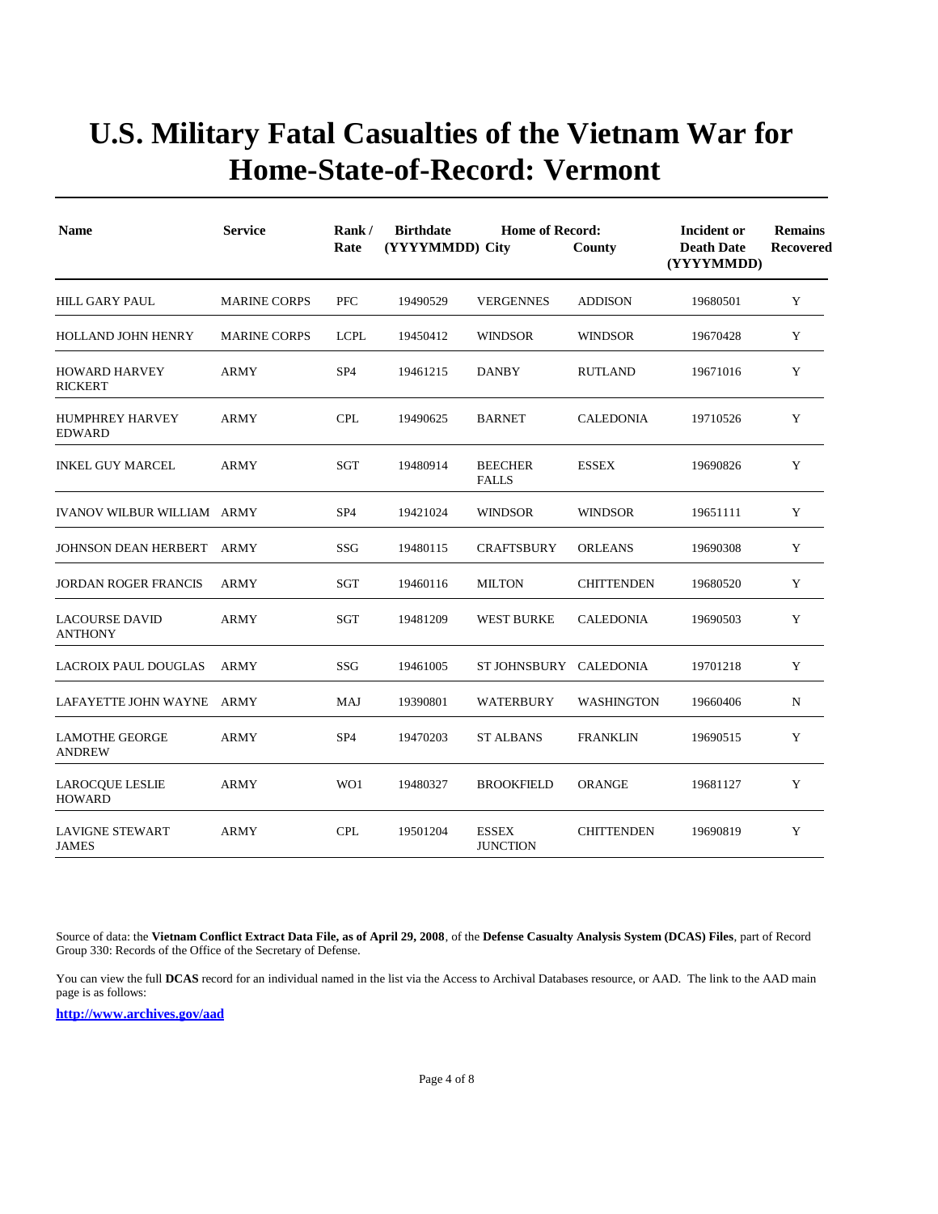# U.S. Military Fatal Casualties of the Vietnam War for Home-State-of-Record: Vermont

| Name | Service | Rank / Rate | Birthdate (YYYYMMDD) | Home of Record: City | County | Incident or Death Date (YYYYMMDD) | Remains Recovered |
|---|---|---|---|---|---|---|---|
| HILL GARY PAUL | MARINE CORPS | PFC | 19490529 | VERGENNES | ADDISON | 19680501 | Y |
| HOLLAND JOHN HENRY | MARINE CORPS | LCPL | 19450412 | WINDSOR | WINDSOR | 19670428 | Y |
| HOWARD HARVEY RICKERT | ARMY | SP4 | 19461215 | DANBY | RUTLAND | 19671016 | Y |
| HUMPHREY HARVEY EDWARD | ARMY | CPL | 19490625 | BARNET | CALEDONIA | 19710526 | Y |
| INKEL GUY MARCEL | ARMY | SGT | 19480914 | BEECHER FALLS | ESSEX | 19690826 | Y |
| IVANOV WILBUR WILLIAM | ARMY | SP4 | 19421024 | WINDSOR | WINDSOR | 19651111 | Y |
| JOHNSON DEAN HERBERT | ARMY | SSG | 19480115 | CRAFTSBURY | ORLEANS | 19690308 | Y |
| JORDAN ROGER FRANCIS | ARMY | SGT | 19460116 | MILTON | CHITTENDEN | 19680520 | Y |
| LACOURSE DAVID ANTHONY | ARMY | SGT | 19481209 | WEST BURKE | CALEDONIA | 19690503 | Y |
| LACROIX PAUL DOUGLAS | ARMY | SSG | 19461005 | ST JOHNSBURY | CALEDONIA | 19701218 | Y |
| LAFAYETTE JOHN WAYNE | ARMY | MAJ | 19390801 | WATERBURY | WASHINGTON | 19660406 | N |
| LAMOTHE GEORGE ANDREW | ARMY | SP4 | 19470203 | ST ALBANS | FRANKLIN | 19690515 | Y |
| LAROCQUE LESLIE HOWARD | ARMY | WO1 | 19480327 | BROOKFIELD | ORANGE | 19681127 | Y |
| LAVIGNE STEWART JAMES | ARMY | CPL | 19501204 | ESSEX JUNCTION | CHITTENDEN | 19690819 | Y |

Source of data: the **Vietnam Conflict Extract Data File, as of April 29, 2008**, of the **Defense Casualty Analysis System (DCAS) Files**, part of Record Group 330: Records of the Office of the Secretary of Defense.

You can view the full **DCAS** record for an individual named in the list via the Access to Archival Databases resource, or AAD. The link to the AAD main page is as follows:

**http://www.archives.gov/aad**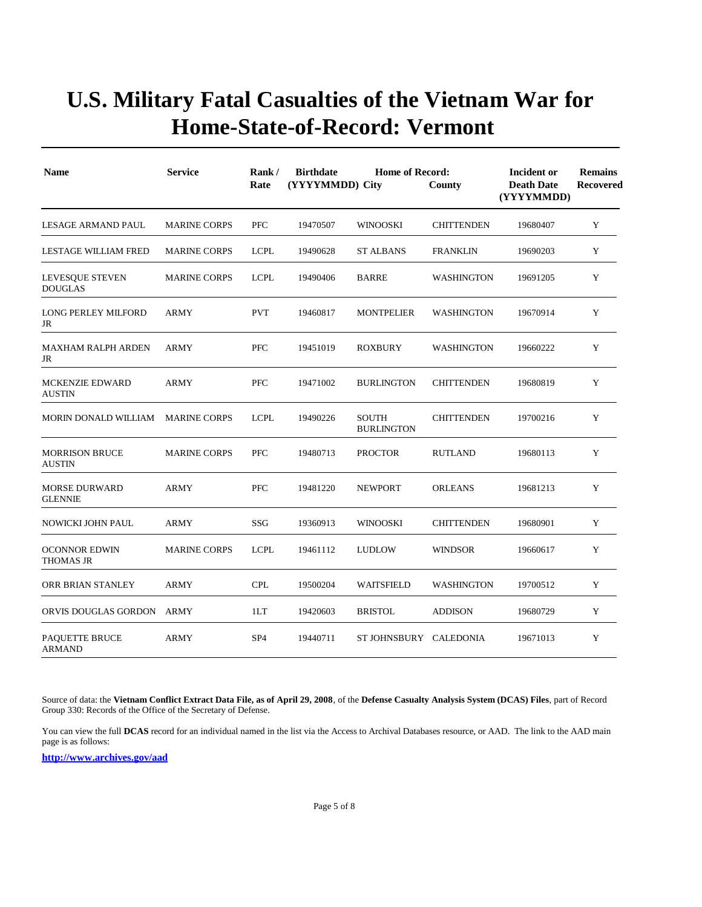# U.S. Military Fatal Casualties of the Vietnam War for Home-State-of-Record: Vermont

| Name | Service | Rank / Rate | Birthdate (YYYYMMDD) | Home of Record: City | County | Incident or Death Date (YYYYMMDD) | Remains Recovered |
|---|---|---|---|---|---|---|---|
| LESAGE ARMAND PAUL | MARINE CORPS | PFC | 19470507 | WINOOSKI | CHITTENDEN | 19680407 | Y |
| LESTAGE WILLIAM FRED | MARINE CORPS | LCPL | 19490628 | ST ALBANS | FRANKLIN | 19690203 | Y |
| LEVESQUE STEVEN DOUGLAS | MARINE CORPS | LCPL | 19490406 | BARRE | WASHINGTON | 19691205 | Y |
| LONG PERLEY MILFORD JR | ARMY | PVT | 19460817 | MONTPELIER | WASHINGTON | 19670914 | Y |
| MAXHAM RALPH ARDEN JR | ARMY | PFC | 19451019 | ROXBURY | WASHINGTON | 19660222 | Y |
| MCKENZIE EDWARD AUSTIN | ARMY | PFC | 19471002 | BURLINGTON | CHITTENDEN | 19680819 | Y |
| MORIN DONALD WILLIAM | MARINE CORPS | LCPL | 19490226 | SOUTH BURLINGTON | CHITTENDEN | 19700216 | Y |
| MORRISON BRUCE AUSTIN | MARINE CORPS | PFC | 19480713 | PROCTOR | RUTLAND | 19680113 | Y |
| MORSE DURWARD GLENNIE | ARMY | PFC | 19481220 | NEWPORT | ORLEANS | 19681213 | Y |
| NOWICKI JOHN PAUL | ARMY | SSG | 19360913 | WINOOSKI | CHITTENDEN | 19680901 | Y |
| OCONNOR EDWIN THOMAS JR | MARINE CORPS | LCPL | 19461112 | LUDLOW | WINDSOR | 19660617 | Y |
| ORR BRIAN STANLEY | ARMY | CPL | 19500204 | WAITSFIELD | WASHINGTON | 19700512 | Y |
| ORVIS DOUGLAS GORDON | ARMY | 1LT | 19420603 | BRISTOL | ADDISON | 19680729 | Y |
| PAQUETTE BRUCE ARMAND | ARMY | SP4 | 19440711 | ST JOHNSBURY | CALEDONIA | 19671013 | Y |

Source of data: the **Vietnam Conflict Extract Data File, as of April 29, 2008**, of the **Defense Casualty Analysis System (DCAS) Files**, part of Record Group 330: Records of the Office of the Secretary of Defense.

You can view the full **DCAS** record for an individual named in the list via the Access to Archival Databases resource, or AAD. The link to the AAD main page is as follows:

**http://www.archives.gov/aad**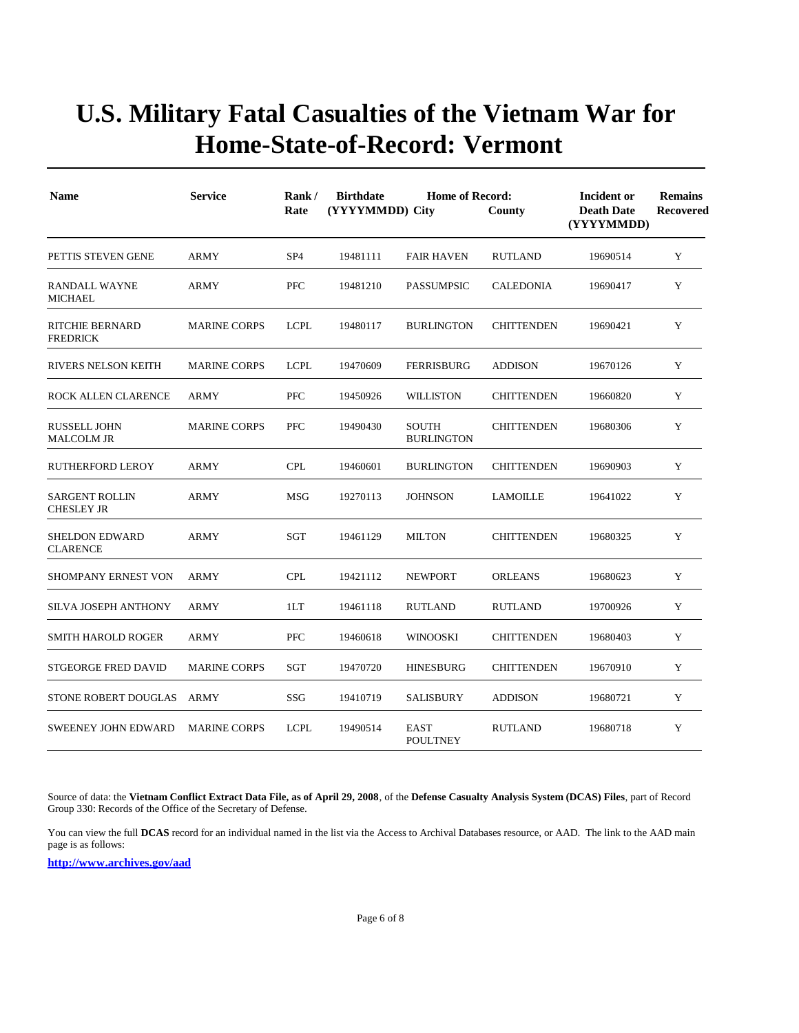# U.S. Military Fatal Casualties of the Vietnam War for Home-State-of-Record: Vermont

| Name | Service | Rank / Rate | Birthdate (YYYYMMDD) | Home of Record: City | County | Incident or Death Date (YYYYMMDD) | Remains Recovered |
|---|---|---|---|---|---|---|---|
| PETTIS STEVEN GENE | ARMY | SP4 | 19481111 | FAIR HAVEN | RUTLAND | 19690514 | Y |
| RANDALL WAYNE MICHAEL | ARMY | PFC | 19481210 | PASSUMPSIC | CALEDONIA | 19690417 | Y |
| RITCHIE BERNARD FREDRICK | MARINE CORPS | LCPL | 19480117 | BURLINGTON | CHITTENDEN | 19690421 | Y |
| RIVERS NELSON KEITH | MARINE CORPS | LCPL | 19470609 | FERRISBURG | ADDISON | 19670126 | Y |
| ROCK ALLEN CLARENCE | ARMY | PFC | 19450926 | WILLISTON | CHITTENDEN | 19660820 | Y |
| RUSSELL JOHN MALCOLM JR | MARINE CORPS | PFC | 19490430 | SOUTH BURLINGTON | CHITTENDEN | 19680306 | Y |
| RUTHERFORD LEROY | ARMY | CPL | 19460601 | BURLINGTON | CHITTENDEN | 19690903 | Y |
| SARGENT ROLLIN CHESLEY JR | ARMY | MSG | 19270113 | JOHNSON | LAMOILLE | 19641022 | Y |
| SHELDON EDWARD CLARENCE | ARMY | SGT | 19461129 | MILTON | CHITTENDEN | 19680325 | Y |
| SHOMPANY ERNEST VON | ARMY | CPL | 19421112 | NEWPORT | ORLEANS | 19680623 | Y |
| SILVA JOSEPH ANTHONY | ARMY | 1LT | 19461118 | RUTLAND | RUTLAND | 19700926 | Y |
| SMITH HAROLD ROGER | ARMY | PFC | 19460618 | WINOOSKI | CHITTENDEN | 19680403 | Y |
| STGEORGE FRED DAVID | MARINE CORPS | SGT | 19470720 | HINESBURG | CHITTENDEN | 19670910 | Y |
| STONE ROBERT DOUGLAS | ARMY | SSG | 19410719 | SALISBURY | ADDISON | 19680721 | Y |
| SWEENEY JOHN EDWARD | MARINE CORPS | LCPL | 19490514 | EAST POULTNEY | RUTLAND | 19680718 | Y |

Source of data: the **Vietnam Conflict Extract Data File, as of April 29, 2008**, of the **Defense Casualty Analysis System (DCAS) Files**, part of Record Group 330: Records of the Office of the Secretary of Defense.

You can view the full **DCAS** record for an individual named in the list via the Access to Archival Databases resource, or AAD. The link to the AAD main page is as follows:

**http://www.archives.gov/aad**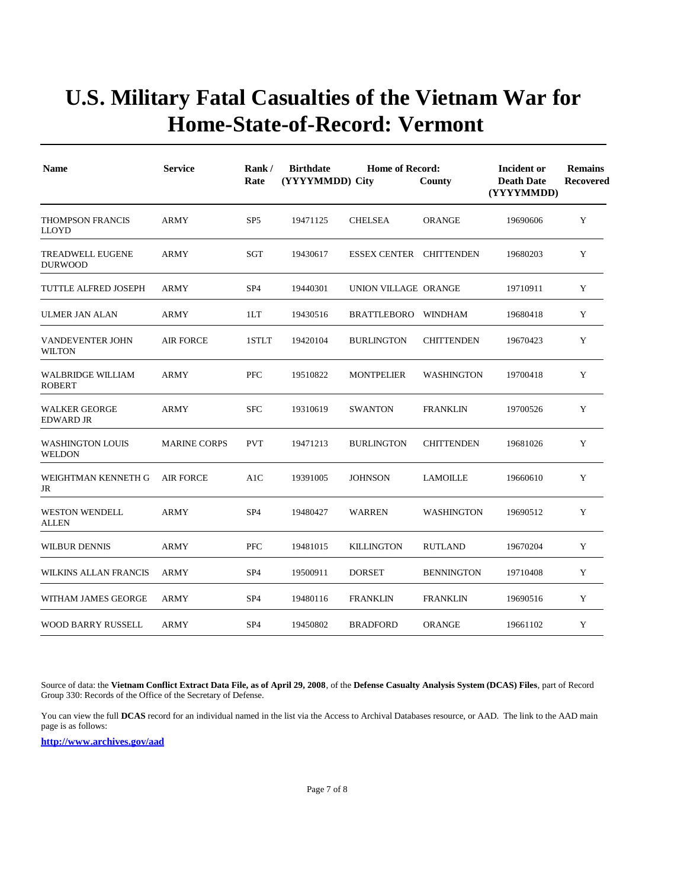# U.S. Military Fatal Casualties of the Vietnam War for Home-State-of-Record: Vermont

| Name | Service | Rank / Rate | Birthdate (YYYYMMDD) | Home of Record: City | County | Incident or Death Date (YYYYMMDD) | Remains Recovered |
|---|---|---|---|---|---|---|---|
| THOMPSON FRANCIS LLOYD | ARMY | SP5 | 19471125 | CHELSEA | ORANGE | 19690606 | Y |
| TREADWELL EUGENE DURWOOD | ARMY | SGT | 19430617 | ESSEX CENTER | CHITTENDEN | 19680203 | Y |
| TUTTLE ALFRED JOSEPH | ARMY | SP4 | 19440301 | UNION VILLAGE | ORANGE | 19710911 | Y |
| ULMER JAN ALAN | ARMY | 1LT | 19430516 | BRATTLEBORO | WINDHAM | 19680418 | Y |
| VANDEVENTER JOHN WILTON | AIR FORCE | 1STLT | 19420104 | BURLINGTON | CHITTENDEN | 19670423 | Y |
| WALBRIDGE WILLIAM ROBERT | ARMY | PFC | 19510822 | MONTPELIER | WASHINGTON | 19700418 | Y |
| WALKER GEORGE EDWARD JR | ARMY | SFC | 19310619 | SWANTON | FRANKLIN | 19700526 | Y |
| WASHINGTON LOUIS WELDON | MARINE CORPS | PVT | 19471213 | BURLINGTON | CHITTENDEN | 19681026 | Y |
| WEIGHTMAN KENNETH G JR | AIR FORCE | A1C | 19391005 | JOHNSON | LAMOILLE | 19660610 | Y |
| WESTON WENDELL ALLEN | ARMY | SP4 | 19480427 | WARREN | WASHINGTON | 19690512 | Y |
| WILBUR DENNIS | ARMY | PFC | 19481015 | KILLINGTON | RUTLAND | 19670204 | Y |
| WILKINS ALLAN FRANCIS | ARMY | SP4 | 19500911 | DORSET | BENNINGTON | 19710408 | Y |
| WITHAM JAMES GEORGE | ARMY | SP4 | 19480116 | FRANKLIN | FRANKLIN | 19690516 | Y |
| WOOD BARRY RUSSELL | ARMY | SP4 | 19450802 | BRADFORD | ORANGE | 19661102 | Y |

Source of data: the **Vietnam Conflict Extract Data File, as of April 29, 2008**, of the **Defense Casualty Analysis System (DCAS) Files**, part of Record Group 330: Records of the Office of the Secretary of Defense.

You can view the full **DCAS** record for an individual named in the list via the Access to Archival Databases resource, or AAD. The link to the AAD main page is as follows:

**http://www.archives.gov/aad**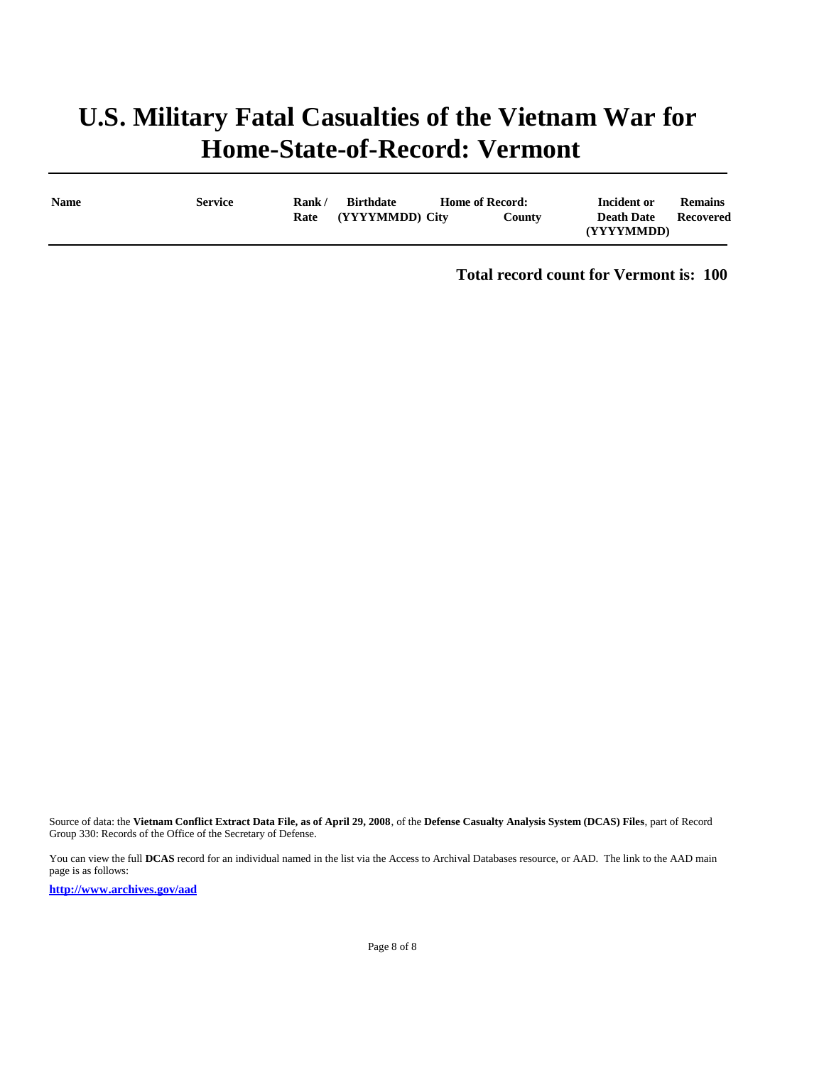# U.S. Military Fatal Casualties of the Vietnam War for Home-State-of-Record: Vermont

| Name | Service | Rank / Rate | Birthdate (YYYYMMDD) | Home of Record: City | County | Incident or Death Date (YYYYMMDD) | Remains Recovered |
|---|---|---|---|---|---|---|---|

**Total record count for Vermont is: 100**

Source of data: the **Vietnam Conflict Extract Data File, as of April 29, 2008**, of the **Defense Casualty Analysis System (DCAS) Files**, part of Record Group 330: Records of the Office of the Secretary of Defense.

You can view the full **DCAS** record for an individual named in the list via the Access to Archival Databases resource, or AAD. The link to the AAD main page is as follows:

**http://www.archives.gov/aad**